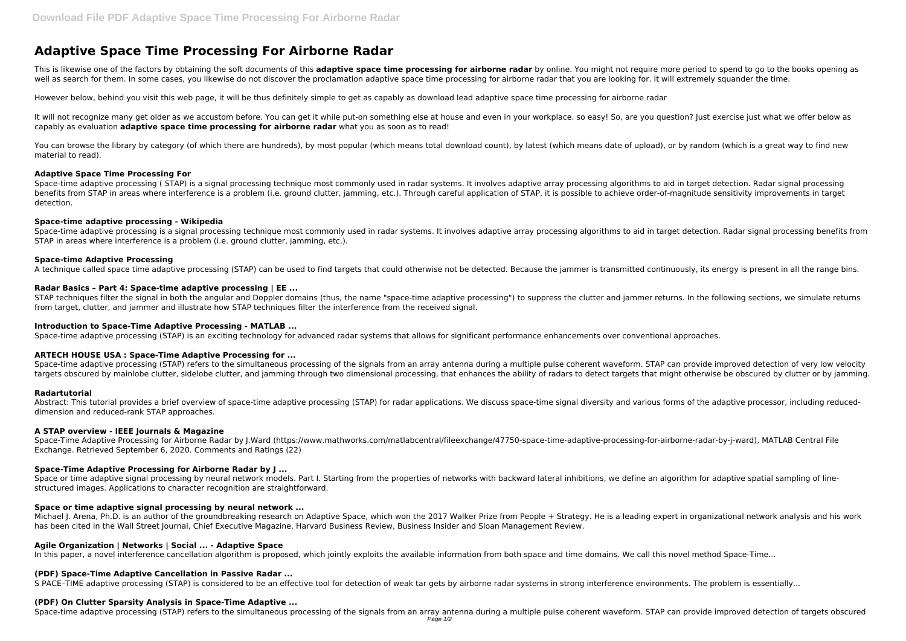# Adaptive Space Time Processing For Airborne Radar

This is likewise one of the factors by obtaining the soft documents of this **adaptive space time processing for airborne radar** by online. You might not require more period to spend to go to the books opening as well as search for them. In some cases, you likewise do not discover the proclamation adaptive space time processing for airborne radar that you are looking for. It will extremely squander the time.

However below, behind you visit this web page, it will be thus definitely simple to get as capably as download lead adaptive space time processing for airborne radar

It will not recognize many get older as we accustom before. You can get it while put-on something else at house and even in your workplace. so easy! So, are you question? Just exercise just what we offer below as capably as evaluation **adaptive space time processing for airborne radar** what you as soon as to read!

You can browse the library by category (of which there are hundreds), by most popular (which means total download count), by latest (which means date of upload), or by random (which is a great way to find new material to read).

### Adaptive Space Time Processing For

Space-time adaptive processing ( STAP) is a signal processing technique most commonly used in radar systems. It involves adaptive array processing algorithms to aid in target detection. Radar signal processing benefits from STAP in areas where interference is a problem (i.e. ground clutter, jamming, etc.). Through careful application of STAP, it is possible to achieve order-of-magnitude sensitivity improvements in target detection.

### Space-time adaptive processing - Wikipedia

Space-time adaptive processing is a signal processing technique most commonly used in radar systems. It involves adaptive array processing algorithms to aid in target detection. Radar signal processing benefits from STAP in areas where interference is a problem (i.e. ground clutter, jamming, etc.).

### Space-time Adaptive Processing

A technique called space time adaptive processing (STAP) can be used to find targets that could otherwise not be detected. Because the jammer is transmitted continuously, its energy is present in all the range bins.

### Radar Basics – Part 4: Space-time adaptive processing | EE ...

STAP techniques filter the signal in both the angular and Doppler domains (thus, the name "space-time adaptive processing") to suppress the clutter and jammer returns. In the following sections, we simulate returns from target, clutter, and jammer and illustrate how STAP techniques filter the interference from the received signal.

### Introduction to Space-Time Adaptive Processing - MATLAB ...

Space-time adaptive processing (STAP) is an exciting technology for advanced radar systems that allows for significant performance enhancements over conventional approaches.

### ARTECH HOUSE USA : Space-Time Adaptive Processing for ...

Space-time adaptive processing (STAP) refers to the simultaneous processing of the signals from an array antenna during a multiple pulse coherent waveform. STAP can provide improved detection of very low velocity targets obscured by mainlobe clutter, sidelobe clutter, and jamming through two dimensional processing, that enhances the ability of radars to detect targets that might otherwise be obscured by clutter or by jamming.

### Radartutorial

Abstract: This tutorial provides a brief overview of space-time adaptive processing (STAP) for radar applications. We discuss space-time signal diversity and various forms of the adaptive processor, including reduced-dimension and reduced-rank STAP approaches.

### A STAP overview - IEEE Journals & Magazine

Space-Time Adaptive Processing for Airborne Radar by J.Ward (https://www.mathworks.com/matlabcentral/fileexchange/47750-space-time-adaptive-processing-for-airborne-radar-by-j-ward), MATLAB Central File Exchange. Retrieved September 6, 2020. Comments and Ratings (22)

### Space-Time Adaptive Processing for Airborne Radar by J ...

Space or time adaptive signal processing by neural network models. Part I. Starting from the properties of networks with backward lateral inhibitions, we define an algorithm for adaptive spatial sampling of line-structured images. Applications to character recognition are straightforward.

### Space or time adaptive signal processing by neural network ...

Michael J. Arena, Ph.D. is an author of the groundbreaking research on Adaptive Space, which won the 2017 Walker Prize from People + Strategy. He is a leading expert in organizational network analysis and his work has been cited in the Wall Street Journal, Chief Executive Magazine, Harvard Business Review, Business Insider and Sloan Management Review.

### Agile Organization | Networks | Social ... - Adaptive Space

In this paper, a novel interference cancellation algorithm is proposed, which jointly exploits the available information from both space and time domains. We call this novel method Space-Time...

### (PDF) Space-Time Adaptive Cancellation in Passive Radar ...

S PACE–TIME adaptive processing (STAP) is considered to be an effective tool for detection of weak tar gets by airborne radar systems in strong interference environments. The problem is essentially...

### (PDF) On Clutter Sparsity Analysis in Space-Time Adaptive ...

Space-time adaptive processing (STAP) refers to the simultaneous processing of the signals from an array antenna during a multiple pulse coherent waveform. STAP can provide improved detection of targets obscured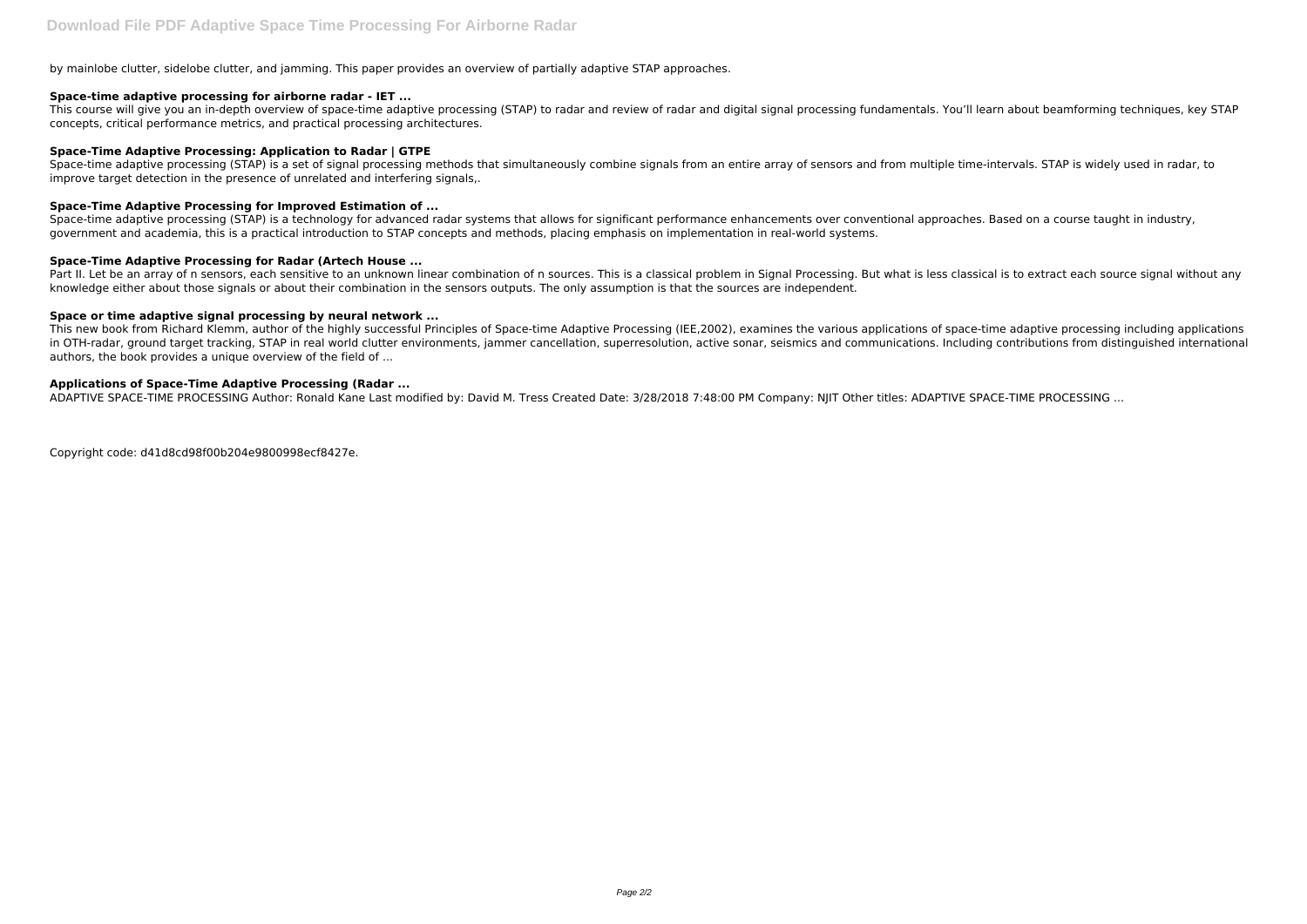by mainlobe clutter, sidelobe clutter, and jamming. This paper provides an overview of partially adaptive STAP approaches.

### Space-time adaptive processing for airborne radar - IET ...

This course will give you an in-depth overview of space-time adaptive processing (STAP) to radar and review of radar and digital signal processing fundamentals. You'll learn about beamforming techniques, key STAP concepts, critical performance metrics, and practical processing architectures.

### Space-Time Adaptive Processing: Application to Radar | GTPE

Space-time adaptive processing (STAP) is a set of signal processing methods that simultaneously combine signals from an entire array of sensors and from multiple time-intervals. STAP is widely used in radar, to improve target detection in the presence of unrelated and interfering signals,.

### Space-Time Adaptive Processing for Improved Estimation of ...

Space-time adaptive processing (STAP) is a technology for advanced radar systems that allows for significant performance enhancements over conventional approaches. Based on a course taught in industry, government and academia, this is a practical introduction to STAP concepts and methods, placing emphasis on implementation in real-world systems.

### Space-Time Adaptive Processing for Radar (Artech House ...

Part II. Let be an array of n sensors, each sensitive to an unknown linear combination of n sources. This is a classical problem in Signal Processing. But what is less classical is to extract each source signal without any knowledge either about those signals or about their combination in the sensors outputs. The only assumption is that the sources are independent.

### Space or time adaptive signal processing by neural network ...

This new book from Richard Klemm, author of the highly successful Principles of Space-time Adaptive Processing (IEE,2002), examines the various applications of space-time adaptive processing including applications in OTH-radar, ground target tracking, STAP in real world clutter environments, jammer cancellation, superresolution, active sonar, seismics and communications. Including contributions from distinguished international authors, the book provides a unique overview of the field of ...

### Applications of Space-Time Adaptive Processing (Radar ...

ADAPTIVE SPACE-TIME PROCESSING Author: Ronald Kane Last modified by: David M. Tress Created Date: 3/28/2018 7:48:00 PM Company: NJIT Other titles: ADAPTIVE SPACE-TIME PROCESSING ...

Copyright code: d41d8cd98f00b204e9800998ecf8427e.